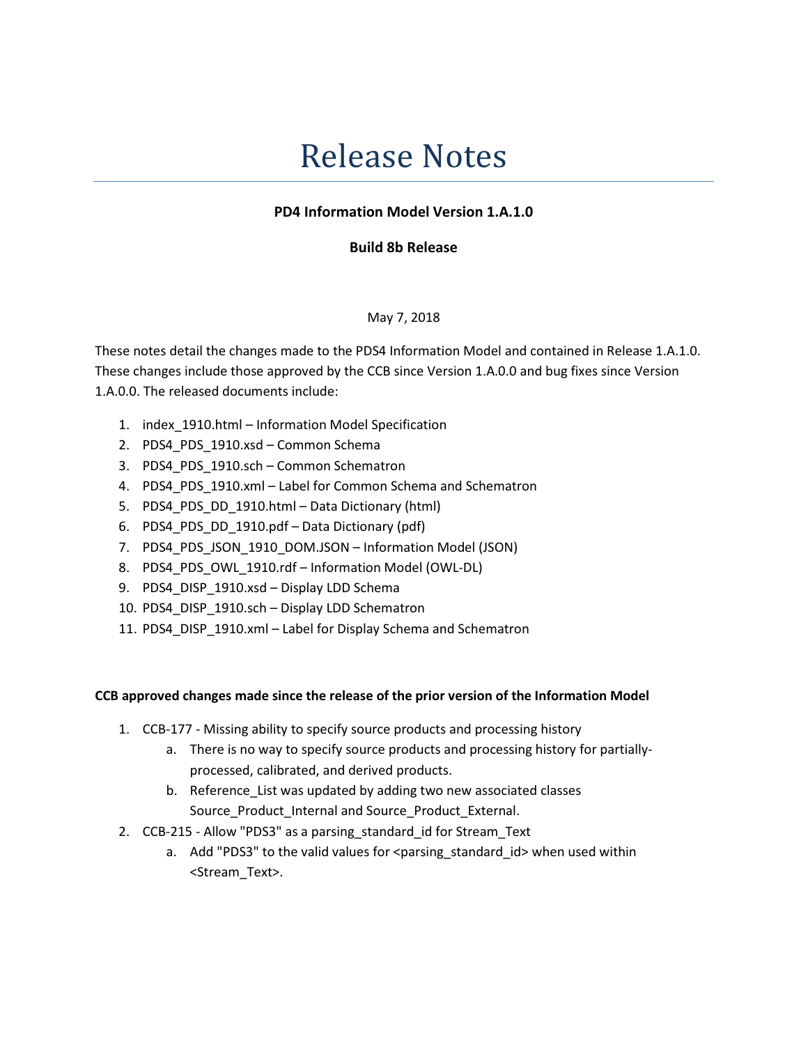# Release Notes

**PD4 Information Model Version 1.A.1.0**

**Build 8b Release**

May 7, 2018

These notes detail the changes made to the PDS4 Information Model and contained in Release 1.A.1.0. These changes include those approved by the CCB since Version 1.A.0.0 and bug fixes since Version 1.A.0.0. The released documents include:

1. index_1910.html – Information Model Specification
2. PDS4_PDS_1910.xsd – Common Schema
3. PDS4_PDS_1910.sch – Common Schematron
4. PDS4_PDS_1910.xml – Label for Common Schema and Schematron
5. PDS4_PDS_DD_1910.html – Data Dictionary (html)
6. PDS4_PDS_DD_1910.pdf – Data Dictionary (pdf)
7. PDS4_PDS_JSON_1910_DOM.JSON – Information Model (JSON)
8. PDS4_PDS_OWL_1910.rdf – Information Model (OWL-DL)
9. PDS4_DISP_1910.xsd – Display LDD Schema
10. PDS4_DISP_1910.sch – Display LDD Schematron
11. PDS4_DISP_1910.xml – Label for Display Schema and Schematron

**CCB approved changes made since the release of the prior version of the Information Model**

1. CCB-177 - Missing ability to specify source products and processing history
   a. There is no way to specify source products and processing history for partially-processed, calibrated, and derived products.
   b. Reference_List was updated by adding two new associated classes Source_Product_Internal and Source_Product_External.
2. CCB-215 - Allow "PDS3" as a parsing_standard_id for Stream_Text
   a. Add "PDS3" to the valid values for <parsing_standard_id> when used within <Stream_Text>.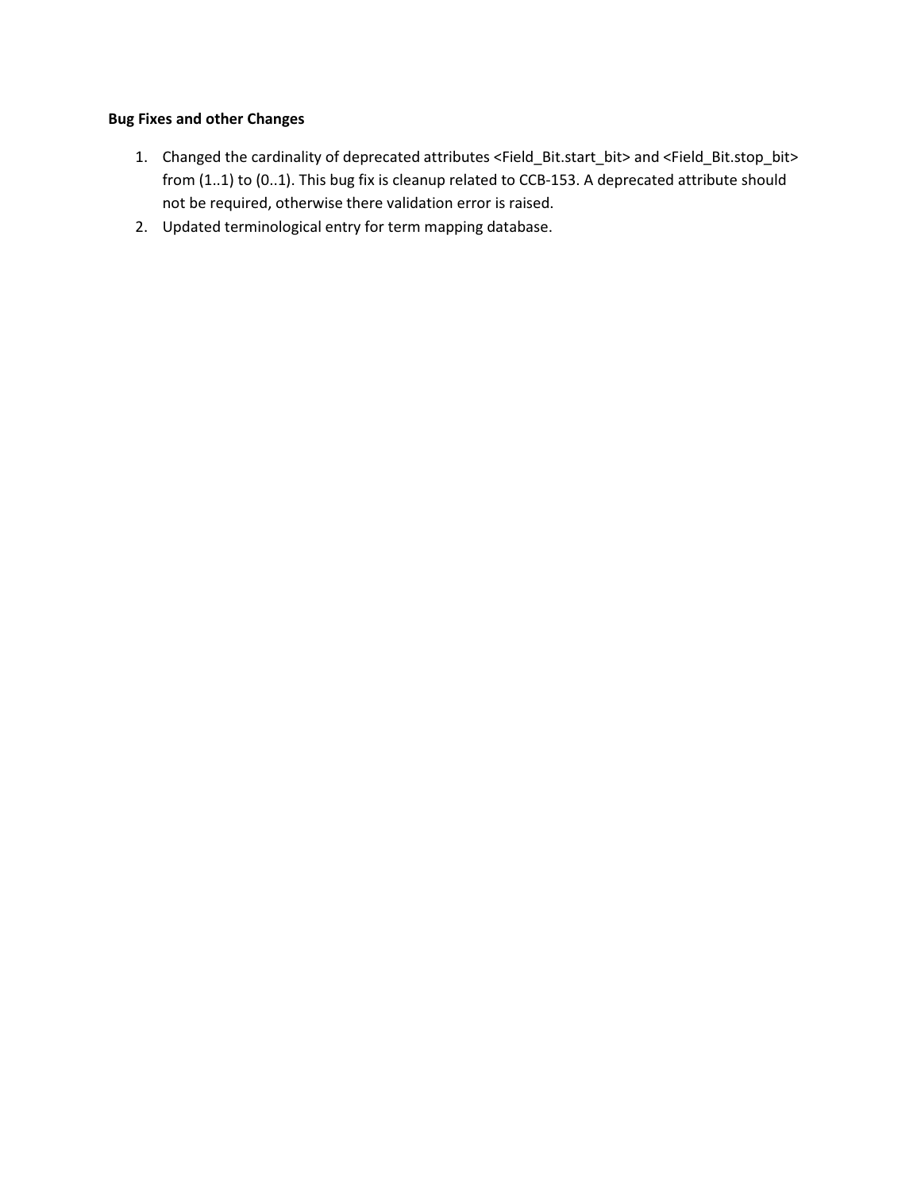**Bug Fixes and other Changes**

1. Changed the cardinality of deprecated attributes <Field_Bit.start_bit> and <Field_Bit.stop_bit> from (1..1) to (0..1). This bug fix is cleanup related to CCB-153. A deprecated attribute should not be required, otherwise there validation error is raised.
2. Updated terminological entry for term mapping database.